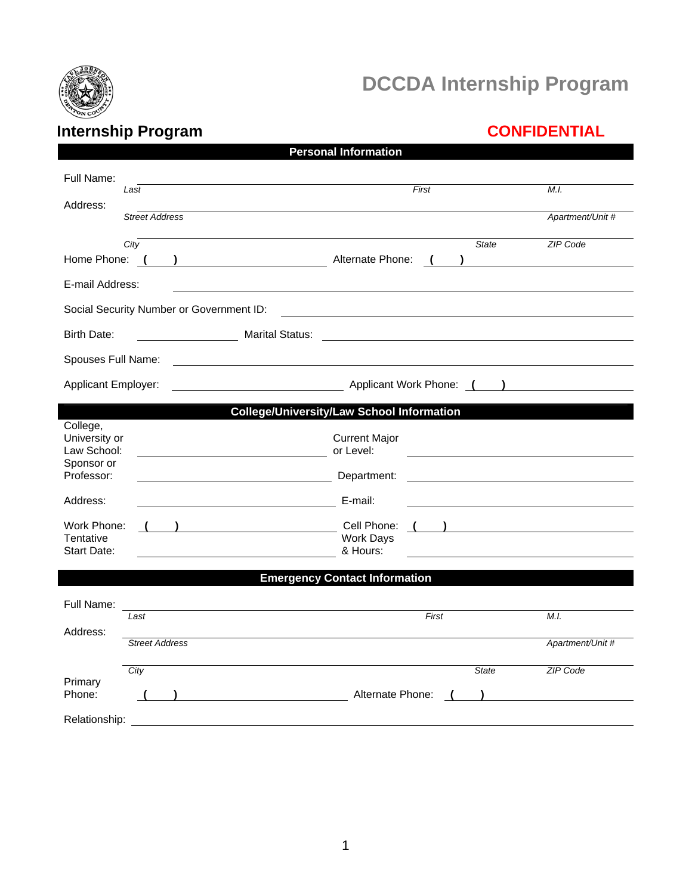# DCCDA Internship Program

## Internship Program

**CONFIDENTIAL**

### Personal Information

Full Name: ______________________________________________
*Last* *First* *M.I.*

Address: ______________________________________________
*Street Address* *Apartment/Unit #*

______________________________________________
*City* *State* *ZIP Code*

Home Phone: ( ) ____________________ Alternate Phone: ( ) ____________________

E-mail Address: ______________________________________________

Social Security Number or Government ID: ______________________________________________

Birth Date: ______________ Marital Status: ______________________________

Spouses Full Name: ______________________________________________

Applicant Employer: ____________________ Applicant Work Phone: ( ) ____________________

### College/University/Law School Information

College, University or Law School: ____________________ Current Major or Level: ____________________

Sponsor or Professor: ____________________ Department: ____________________

Address: ____________________ E-mail: ____________________

Work Phone: ( ) ____________________ Cell Phone: ( ) ____________________

Tentative Start Date: ____________________ Work Days & Hours: ____________________

### Emergency Contact Information

Full Name: ______________________________________________
*Last* *First* *M.I.*

Address: ______________________________________________
*Street Address* *Apartment/Unit #*

______________________________________________
*City* *State* *ZIP Code*

Primary Phone: ( ) ____________________ Alternate Phone: ( ) ____________________

Relationship: ______________________________________________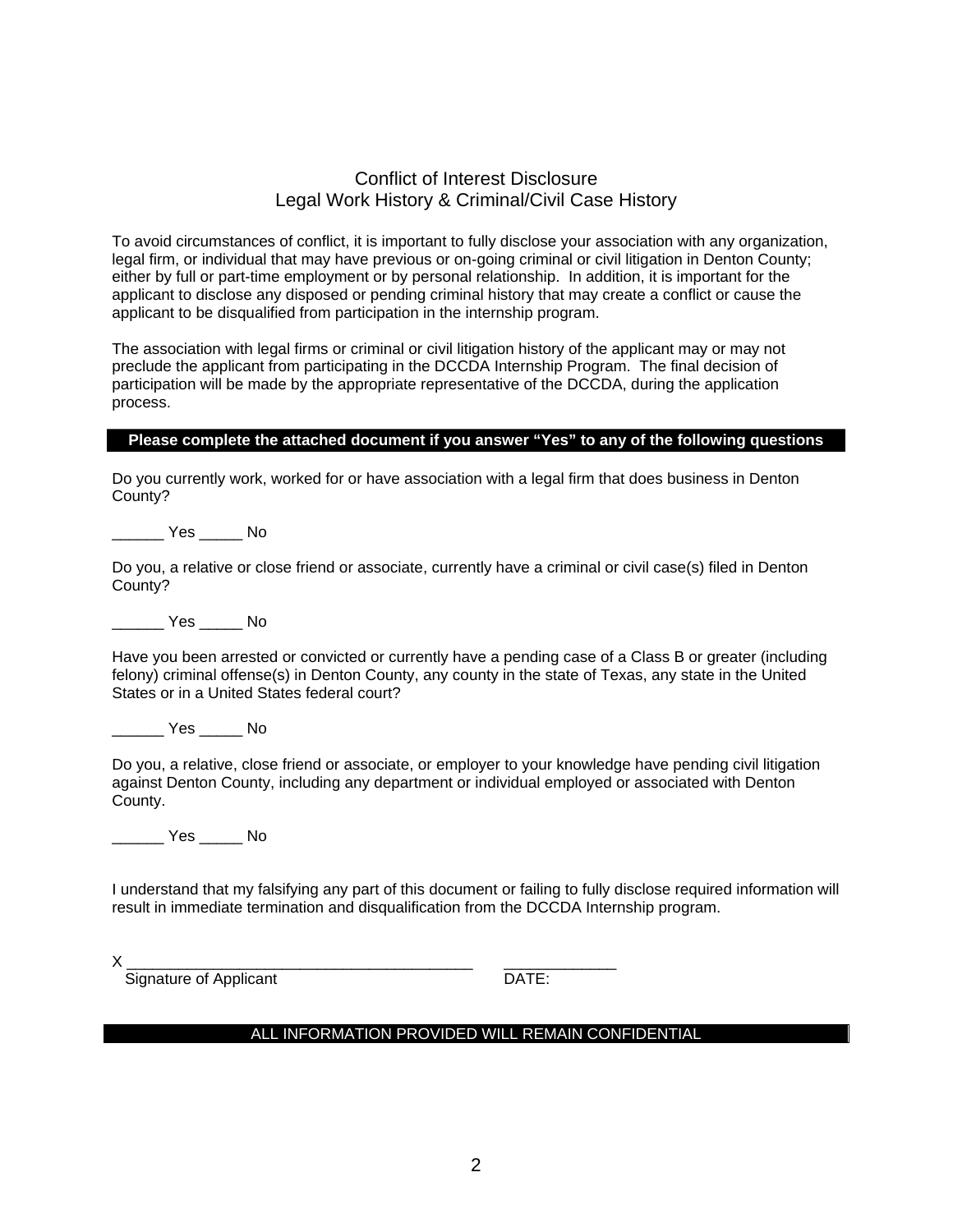# Conflict of Interest Disclosure
## Legal Work History & Criminal/Civil Case History

To avoid circumstances of conflict, it is important to fully disclose your association with any organization, legal firm, or individual that may have previous or on-going criminal or civil litigation in Denton County; either by full or part-time employment or by personal relationship. In addition, it is important for the applicant to disclose any disposed or pending criminal history that may create a conflict or cause the applicant to be disqualified from participation in the internship program.

The association with legal firms or criminal or civil litigation history of the applicant may or may not preclude the applicant from participating in the DCCDA Internship Program. The final decision of participation will be made by the appropriate representative of the DCCDA, during the application process.

**Please complete the attached document if you answer "Yes" to any of the following questions**

Do you currently work, worked for or have association with a legal firm that does business in Denton County?

______ Yes _____ No

Do you, a relative or close friend or associate, currently have a criminal or civil case(s) filed in Denton County?

______ Yes _____ No

Have you been arrested or convicted or currently have a pending case of a Class B or greater (including felony) criminal offense(s) in Denton County, any county in the state of Texas, any state in the United States or in a United States federal court?

______ Yes _____ No

Do you, a relative, close friend or associate, or employer to your knowledge have pending civil litigation against Denton County, including any department or individual employed or associated with Denton County.

______ Yes _____ No

I understand that my falsifying any part of this document or failing to fully disclose required information will result in immediate termination and disqualification from the DCCDA Internship program.

X ________________________________________ _____________

Signature of Applicant DATE:

ALL INFORMATION PROVIDED WILL REMAIN CONFIDENTIAL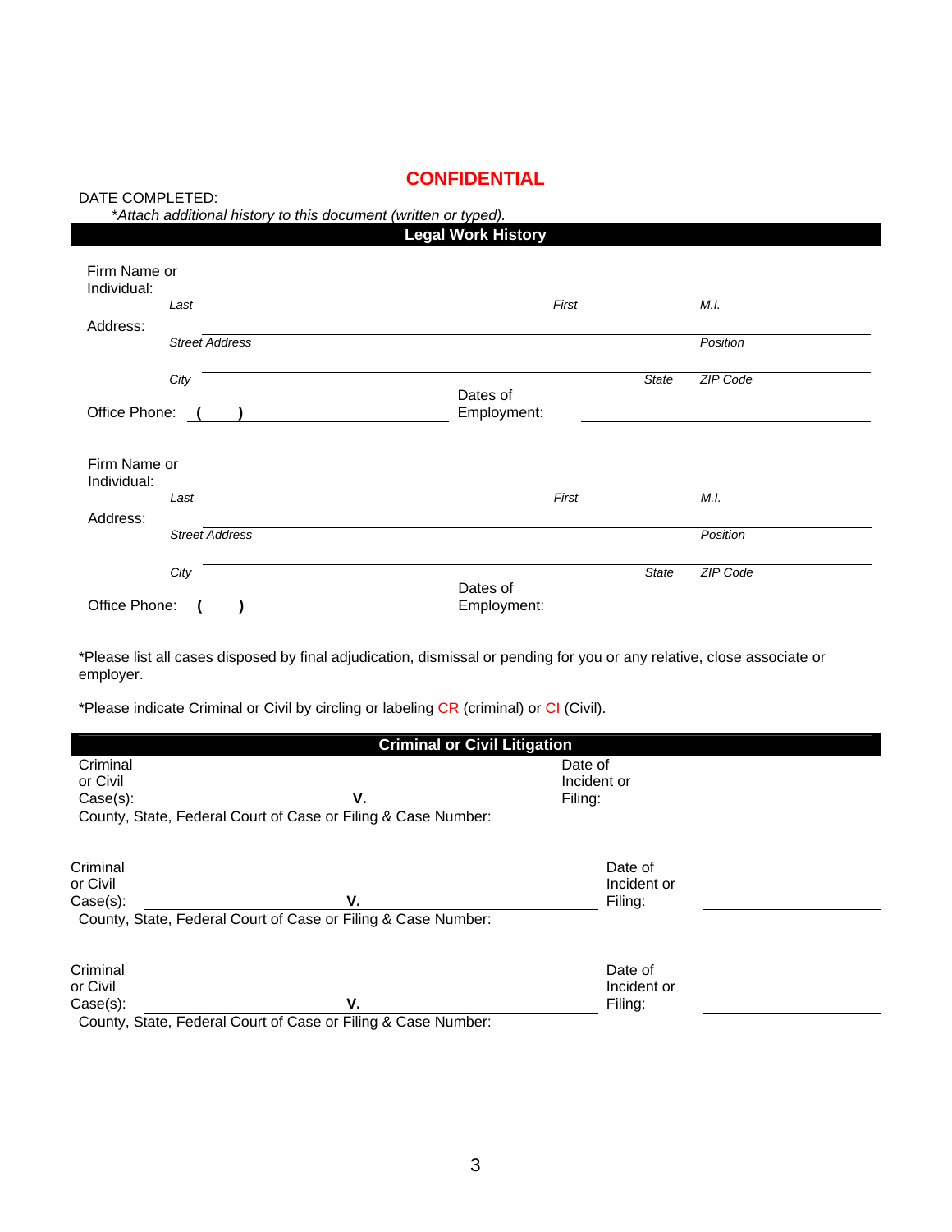**CONFIDENTIAL**

DATE COMPLETED:

*\*Attach additional history to this document (written or typed).*

## Legal Work History

Firm Name or Individual: ______________________________________________

*Last* *First* *M.I.*

Address: ______________________________________________

*Street Address* *Position*

______________________________________________

*City* *State* *ZIP Code*

Office Phone: ( ) ______________________ Dates of Employment: ______________________

Firm Name or Individual: ______________________________________________

*Last* *First* *M.I.*

Address: ______________________________________________

*Street Address* *Position*

______________________________________________

*City* *State* *ZIP Code*

Office Phone: ( ) ______________________ Dates of Employment: ______________________

*Please list all cases disposed by final adjudication, dismissal or pending for you or any relative, close associate or employer.

*Please indicate Criminal or Civil by circling or labeling CR (criminal) or CI (Civil).

## Criminal or Civil Litigation

Criminal or Civil Case(s): ______________ **V.** ______________ Date of Incident or Filing: ______________

County, State, Federal Court of Case or Filing & Case Number:

Criminal or Civil Case(s): ______________ **V.** ______________ Date of Incident or Filing: ______________

County, State, Federal Court of Case or Filing & Case Number:

Criminal or Civil Case(s): ______________ **V.** ______________ Date of Incident or Filing: ______________

County, State, Federal Court of Case or Filing & Case Number: